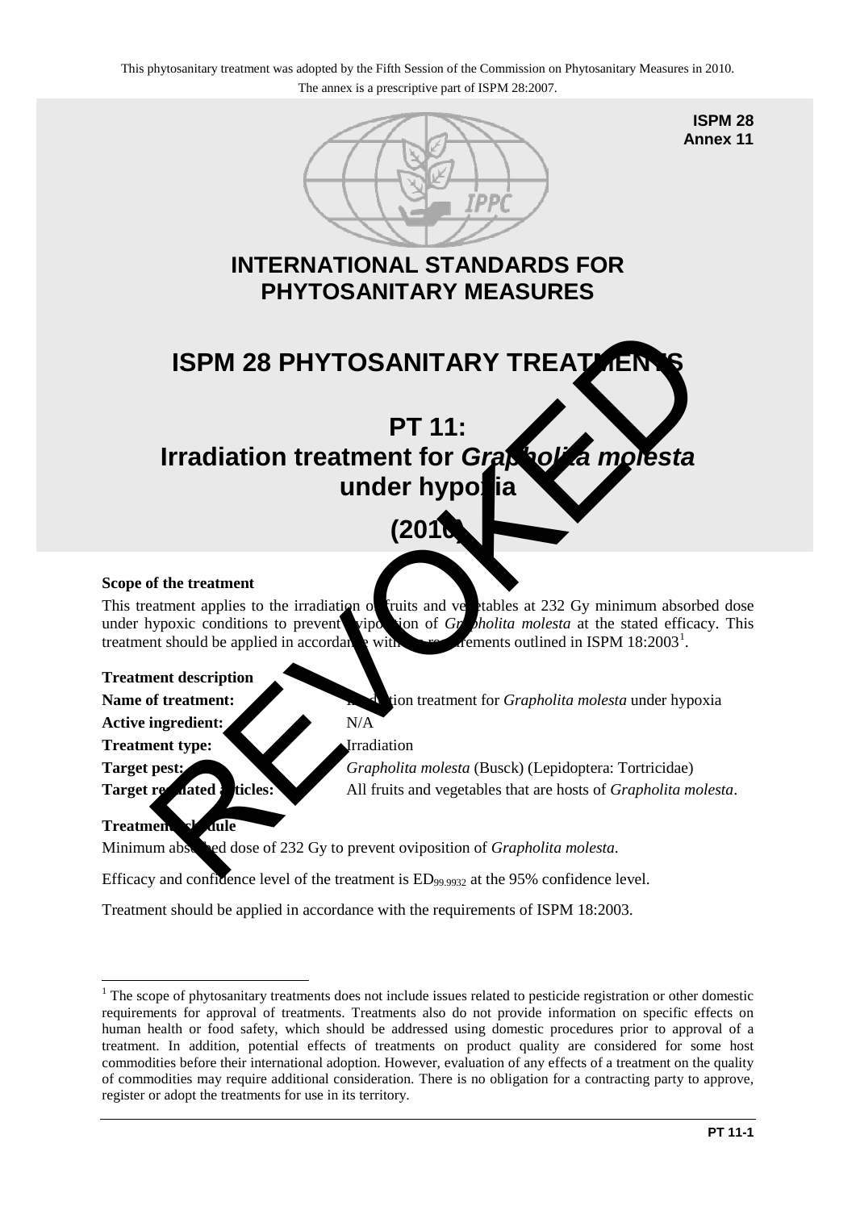This phytosanitary treatment was adopted by the Fifth Session of the Commission on Phytosanitary Measures in 2010.
The annex is a prescriptive part of ISPM 28:2007.

**ISPM 28**
**Annex 11**

# INTERNATIONAL STANDARDS FOR PHYTOSANITARY MEASURES

# ISPM 28 PHYTOSANITARY TREATMENTS

# PT 11: Irradiation treatment for *Grapholita molesta* under hypoxia

# (2010)

REVOKED

**Scope of the treatment**

This treatment applies to the irradiation of fruits and vegetables at 232 Gy minimum absorbed dose under hypoxic conditions to prevent oviposition of *Grapholita molesta* at the stated efficacy. This treatment should be applied in accordance with the requirements outlined in ISPM 18:2003[1].

**Treatment description**

| | |
|---|---|
| **Name of treatment:** | Irradiation treatment for *Grapholita molesta* under hypoxia |
| **Active ingredient:** | N/A |
| **Treatment type:** | Irradiation |
| **Target pest:** | *Grapholita molesta* (Busck) (Lepidoptera: Tortricidae) |
| **Target regulated articles:** | All fruits and vegetables that are hosts of *Grapholita molesta*. |

**Treatment schedule**

Minimum absorbed dose of 232 Gy to prevent oviposition of *Grapholita molesta*.

Efficacy and confidence level of the treatment is $ED_{99.9932}$ at the 95% confidence level.

Treatment should be applied in accordance with the requirements of ISPM 18:2003.

[1] The scope of phytosanitary treatments does not include issues related to pesticide registration or other domestic requirements for approval of treatments. Treatments also do not provide information on specific effects on human health or food safety, which should be addressed using domestic procedures prior to approval of a treatment. In addition, potential effects of treatments on product quality are considered for some host commodities before their international adoption. However, evaluation of any effects of a treatment on the quality of commodities may require additional consideration. There is no obligation for a contracting party to approve, register or adopt the treatments for use in its territory.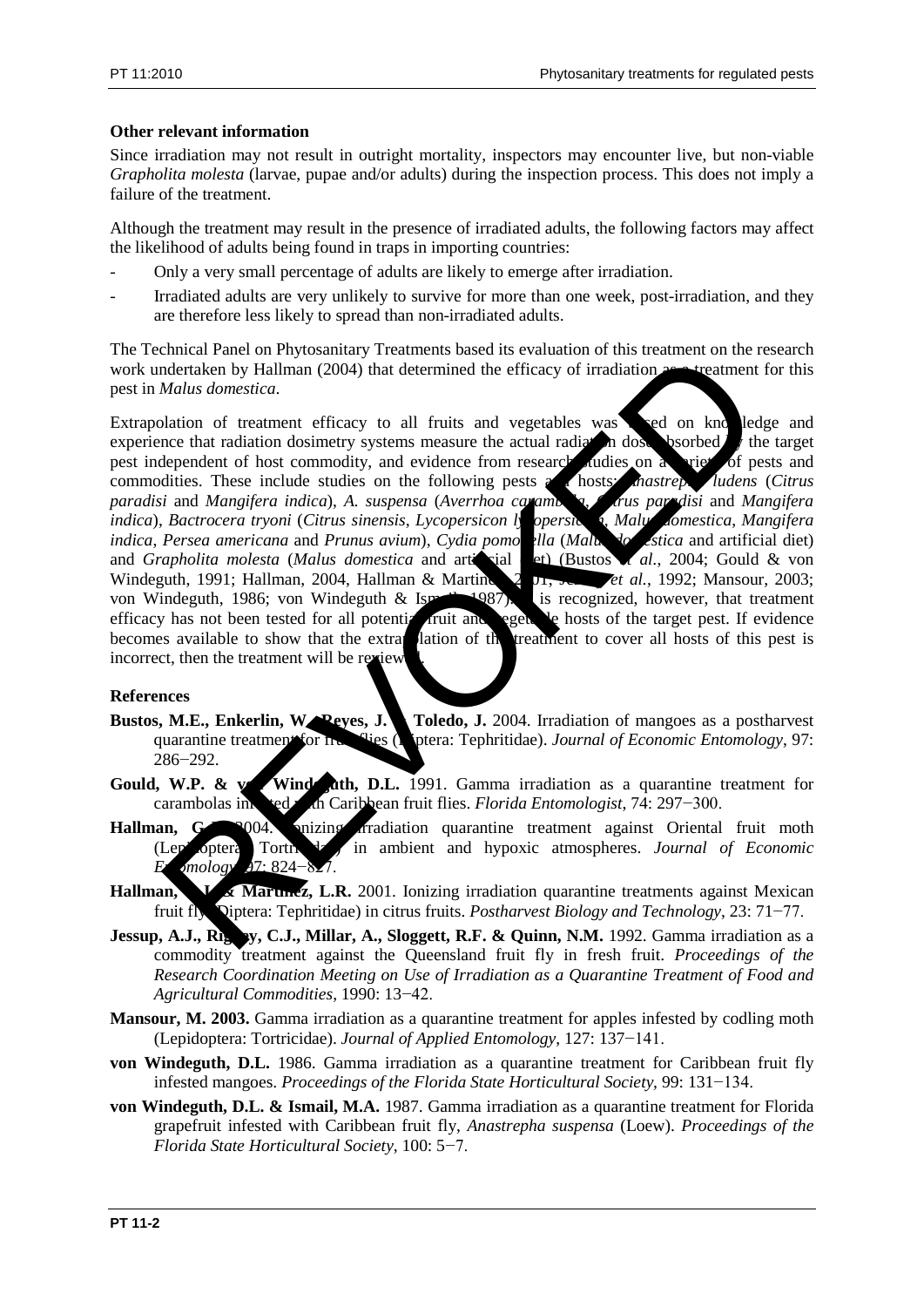**Other relevant information**

Since irradiation may not result in outright mortality, inspectors may encounter live, but non-viable *Grapholita molesta* (larvae, pupae and/or adults) during the inspection process. This does not imply a failure of the treatment.

Although the treatment may result in the presence of irradiated adults, the following factors may affect the likelihood of adults being found in traps in importing countries:

- Only a very small percentage of adults are likely to emerge after irradiation.
- Irradiated adults are very unlikely to survive for more than one week, post-irradiation, and they are therefore less likely to spread than non-irradiated adults.

The Technical Panel on Phytosanitary Treatments based its evaluation of this treatment on the research work undertaken by Hallman (2004) that determined the efficacy of irradiation as a treatment for this pest in *Malus domestica*.

Extrapolation of treatment efficacy to all fruits and vegetables was based on knowledge and experience that radiation dosimetry systems measure the actual radiation dose absorbed by the target pest independent of host commodity, and evidence from research studies on a variety of pests and commodities. These include studies on the following pests and hosts: *Anastrepha ludens* (*Citrus paradisi* and *Mangifera indica*), *A. suspensa* (*Averrhoa carambola*, *Citrus paradisi* and *Mangifera indica*), *Bactrocera tryoni* (*Citrus sinensis*, *Lycopersicon lycopersicum*, *Malus domestica*, *Mangifera indica*, *Persea americana* and *Prunus avium*), *Cydia pomonella* (*Malus domestica* and artificial diet) and *Grapholita molesta* (*Malus domestica* and artificial diet) (Bustos *et al.*, 2004; Gould & von Windeguth, 1991; Hallman, 2004, Hallman & Martinez, 2001; Jessup *et al.*, 1992; Mansour, 2003; von Windeguth, 1986; von Windeguth & Ismail, 1987). It is recognized, however, that treatment efficacy has not been tested for all potential fruit and vegetable hosts of the target pest. If evidence becomes available to show that the extrapolation of the treatment to cover all hosts of this pest is incorrect, then the treatment will be reviewed.

**References**

**Bustos, M.E., Enkerlin, W., Reyes, J. & Toledo, J.** 2004. Irradiation of mangoes as a postharvest quarantine treatment for fruit flies (Diptera: Tephritidae). *Journal of Economic Entomology*, 97: 286−292.

**Gould, W.P. & von Windeguth, D.L.** 1991. Gamma irradiation as a quarantine treatment for carambolas infested with Caribbean fruit flies. *Florida Entomologist*, 74: 297−300.

**Hallman, G.J.** 2004. Ionizing irradiation quarantine treatment against Oriental fruit moth (Lepidoptera: Tortricidae) in ambient and hypoxic atmospheres. *Journal of Economic Entomology*, 97: 824−827.

**Hallman, G.J. & Martinez, L.R.** 2001. Ionizing irradiation quarantine treatments against Mexican fruit fly (Diptera: Tephritidae) in citrus fruits. *Postharvest Biology and Technology*, 23: 71−77.

**Jessup, A.J., Rigney, C.J., Millar, A., Sloggett, R.F. & Quinn, N.M.** 1992. Gamma irradiation as a commodity treatment against the Queensland fruit fly in fresh fruit. *Proceedings of the Research Coordination Meeting on Use of Irradiation as a Quarantine Treatment of Food and Agricultural Commodities*, 1990: 13−42.

**Mansour, M. 2003.** Gamma irradiation as a quarantine treatment for apples infested by codling moth (Lepidoptera: Tortricidae). *Journal of Applied Entomology*, 127: 137−141.

**von Windeguth, D.L.** 1986. Gamma irradiation as a quarantine treatment for Caribbean fruit fly infested mangoes. *Proceedings of the Florida State Horticultural Society*, 99: 131−134.

**von Windeguth, D.L. & Ismail, M.A.** 1987. Gamma irradiation as a quarantine treatment for Florida grapefruit infested with Caribbean fruit fly, *Anastrepha suspensa* (Loew). *Proceedings of the Florida State Horticultural Society*, 100: 5−7.

REVOKED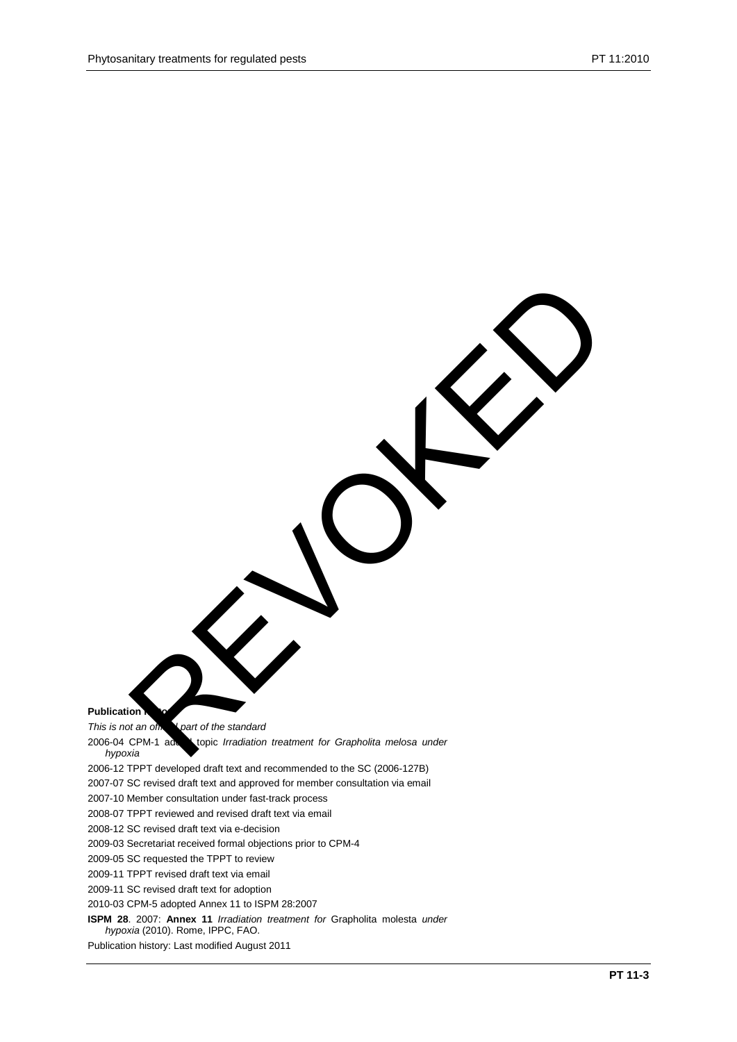REVOKED

**Publication history**

*This is not an official part of the standard*

2006-04 CPM-1 added topic *Irradiation treatment for Grapholita melosa under hypoxia*

2006-12 TPPT developed draft text and recommended to the SC (2006-127B)

2007-07 SC revised draft text and approved for member consultation via email

2007-10 Member consultation under fast-track process

2008-07 TPPT reviewed and revised draft text via email

2008-12 SC revised draft text via e-decision

2009-03 Secretariat received formal objections prior to CPM-4

2009-05 SC requested the TPPT to review

2009-11 TPPT revised draft text via email

2009-11 SC revised draft text for adoption

2010-03 CPM-5 adopted Annex 11 to ISPM 28:2007

**ISPM 28**. 2007: **Annex 11** *Irradiation treatment for* Grapholita molesta *under hypoxia* (2010). Rome, IPPC, FAO.

Publication history: Last modified August 2011